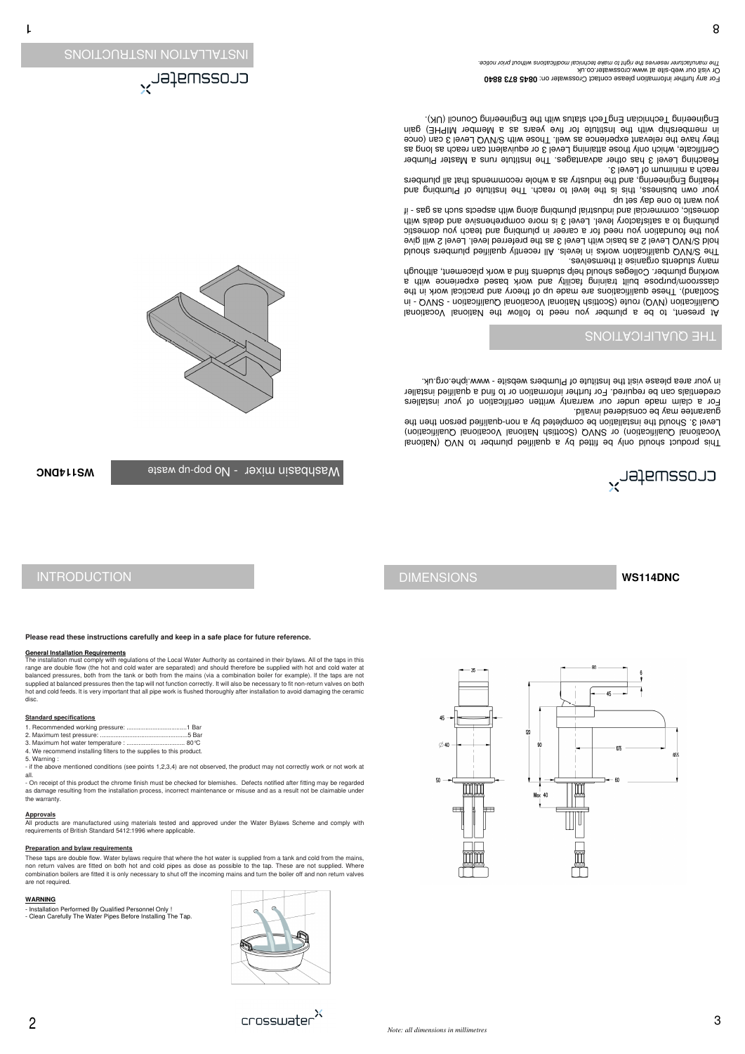# INSTALLATION INSTRUCTIONS

crosswater

## Washbasin mixer - No pop-up waste

**WS114DNC**

crosswater

This product should only be fitted by a qualified plumber to NVQ (National Vocational Qualification) or SNVQ (Scottish National Vocational Qualification) Level 3. Should the installation be completed by a non-qualified person then the guarantee may be considered invalid.

For a claim made under our warranty written certification of your installers credentials can be required. For further information or to find a qualified installer in your area please visit the Institute of Plumbers website - www.iphe.org.uk.

## THE QUALIFICATIONS

At present, to be a plumber you need to follow the National Vocational Qualification (NVQ) route (Scottish National Vocational Qualification - SNVQ - in Scotland). These qualifications are made up of theory and practical work in the classroom/purpose built training facility and work based experience with a working plumber. Colleges should help students find a work placement, although many students organise it themselves.

The S/NVQ qualification works in levels. All recently qualified plumbers should hold S/NVQ Level 2 as basic with Level 3 as the preferred level. Level 2 will give you the foundation you need for a career in plumbing and teach you domestic plumbing to a satisfactory level. Level 3 is more comprehensive and deals with domestic, commercial and industrial plumbing along with aspects such as gas - if you want to one day set up your own business, this is the level to reach. The Institute of Plumbing and Heating Engineering, and the industry as a whole recommends that all plumbers reach a minimum of Level 3.

Reaching Level 3 has other advantages. The Institute runs a Master Plumber Certificate, which only those attaining Level 3 or equivalent can reach as long as they have the relevant experience as well. Those with S/NVQ Level 3 can (once in membership with the Institute for five years as a Member MIPHE) gain Engineering Technician EngTech status with the Engineering Council (UK).

For any further information please contact Crosswater on: **0845 873 8840**
Or visit our web-site at www.crosswater.co.uk

*The manufacturer reserves the right to make technical modifications without prior notice.*

## INTRODUCTION

**Please read these instructions carefully and keep in a safe place for future reference.**

**General Installation Requirements**

The installation must comply with regulations of the Local Water Authority as contained in their bylaws. All of the taps in this range are double flow (the hot and cold water are separated) and should therefore be supplied with hot and cold water at balanced pressures, both from the tank or both from the mains (via a combination boiler for example). If the taps are not supplied at balanced pressures then the tap will not function correctly. It will also be necessary to fit non-return valves on both hot and cold feeds. It is very important that all pipe work is flushed thoroughly after installation to avoid damaging the ceramic disc.

**Standard specifications**

1. Recommended working pressure: ....................................1 Bar
2. Maximum test pressure: ....................................................5 Bar
3. Maximum hot water temperature : .................................. 80°C
4. We recommend installing filters to the supplies to this product.
5. Warning :

- if the above mentioned conditions (see points 1,2,3,4) are not observed, the product may not correctly work or not work at all.
- On receipt of this product the chrome finish must be checked for blemishes. Defects notified after fitting may be regarded as damage resulting from the installation process, incorrect maintenance or misuse and as a result not be claimable under the warranty.

**Approvals**

All products are manufactured using materials tested and approved under the Water Bylaws Scheme and comply with requirements of British Standard 5412:1996 where applicable.

**Preparation and bylaw requirements**

These taps are double flow. Water bylaws require that where the hot water is supplied from a tank and cold from the mains, non return valves are fitted on both hot and cold pipes as dose as possible to the tap. These are not supplied. Where combination boilers are fitted it is only necessary to shut off the incoming mains and turn the boiler off and non return valves are not required.

**WARNING**

- Installation Performed By Qualified Personnel Only !
- Clean Carefully The Water Pipes Before Installing The Tap.

## DIMENSIONS

**WS114DNC**

*Note: all dimensions in millimetres*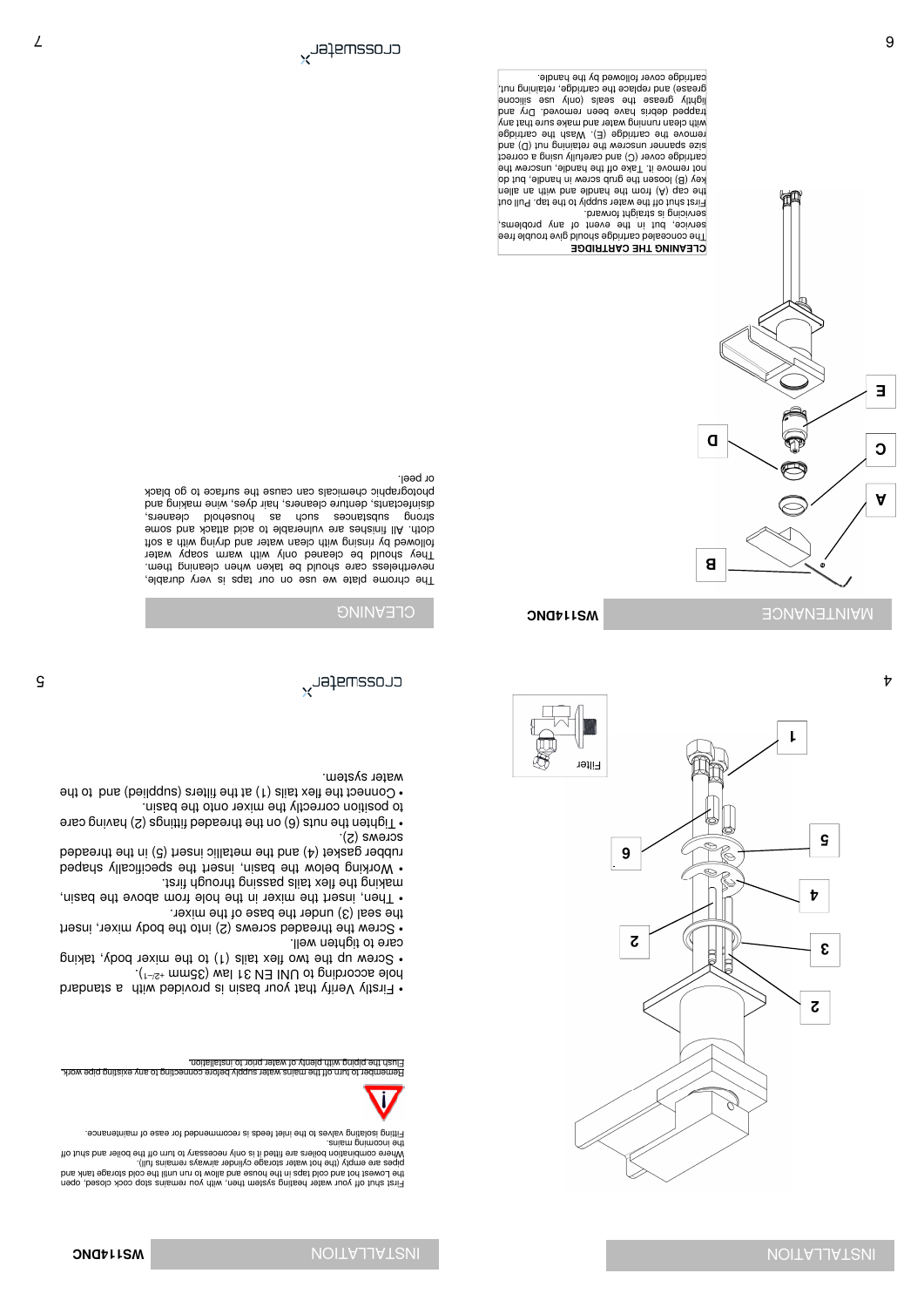# INSTALLATION

**WS114DNC**

First shut off your water heating system then, with you remains stop cock closed, open the Lowest hot and cold taps in the house and allow to run until the cold storage tank and pipes are empty (the hot water storage cylinder always remains full).
Where combination boilers are fitted it is only necessary to turn off the boiler and shut off the incoming mains.
Fitting isolating valves to the inlet feeds is recommended for ease of maintenance.

Remember to turn off the mains water supply before connecting to any existing pipe work.
Flush the piping with plenty of water prior to installation.

- Firstly Verify that your basin is provided with a standard hole according to UNI EN 31 law (35mm $^{+2/-1}$).
- Screw up the two flex tails (1) to the mixer body, taking care to tighten well.
- Screw the threaded screws (2) into the body mixer, insert the seal (3) under the base of the mixer.
- Then, insert the mixer in the hole from above the basin, making the flex tails passing through first.
- Working below the basin, insert the specifically shaped rubber gasket (4) and the metallic insert (5) in the threaded screws (2).
- Tighten the nuts (6) on the threaded fittings (2) having care to position correctly the mixer onto the basin.
- Connect the flex tails (1) at the filters (supplied) and to the water system.

1
2
3
4
5
6
Filter

# MAINTENANCE

**WS114DNC**

A
B
C
D
E

**CLEANING THE CARTRIDGE**

The concealed cartridge should give trouble free service, but in the event of any problems, servicing is straight forward.
First shut off the water supply to the tap. Pull out the cap (A) from the handle and with an allen key (B) loosen the grub screw in handle, but do not remove it. Take off the handle, unscrew the cartridge cover (C) and carefully using a correct size spanner unscrew the retaining nut (D) and remove the cartridge (E). Wash the cartridge with clean running water and make sure that any trapped debris have been removed. Dry and lightly grease the seals (only use silicone grease) and replace the cartridge, retaining nut, cartridge cover followed by the handle.

# CLEANING

The chrome plate we use on our taps is very durable, nevertheless care should be taken when cleaning them. They should be cleaned only with warm soapy water followed by rinsing with clean water and drying with a soft cloth. All finishes are vulnerable to acid attack and some strong substances such as household cleaners, disinfectants, denture cleaners, hair dyes, wine making and photographic chemicals can cause the surface to go black or peel.